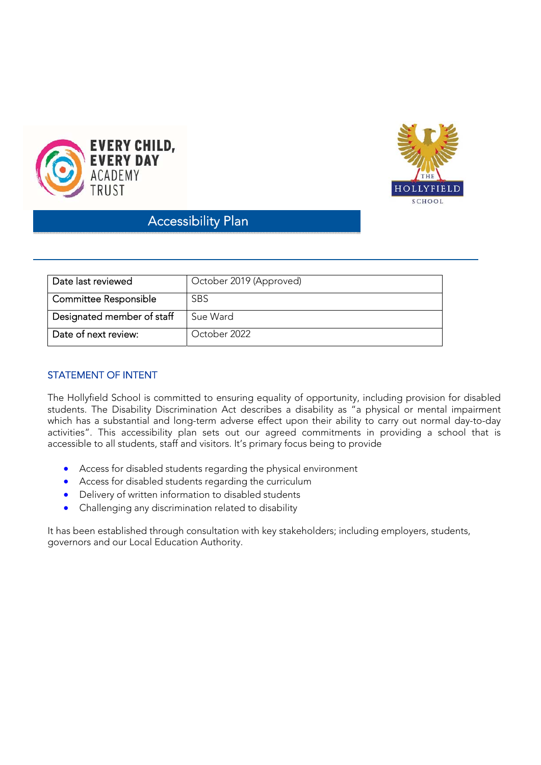# Accessibility Plan

| Date last reviewed | October 2019 (Approved) |
| --- | --- |
| Committee Responsible | SBS |
| Designated member of staff | Sue Ward |
| Date of next review: | October 2022 |

## STATEMENT OF INTENT

The Hollyfield School is committed to ensuring equality of opportunity, including provision for disabled students. The Disability Discrimination Act describes a disability as "a physical or mental impairment which has a substantial and long-term adverse effect upon their ability to carry out normal day-to-day activities". This accessibility plan sets out our agreed commitments in providing a school that is accessible to all students, staff and visitors. It's primary focus being to provide

- Access for disabled students regarding the physical environment
- Access for disabled students regarding the curriculum
- Delivery of written information to disabled students
- Challenging any discrimination related to disability

It has been established through consultation with key stakeholders; including employers, students, governors and our Local Education Authority.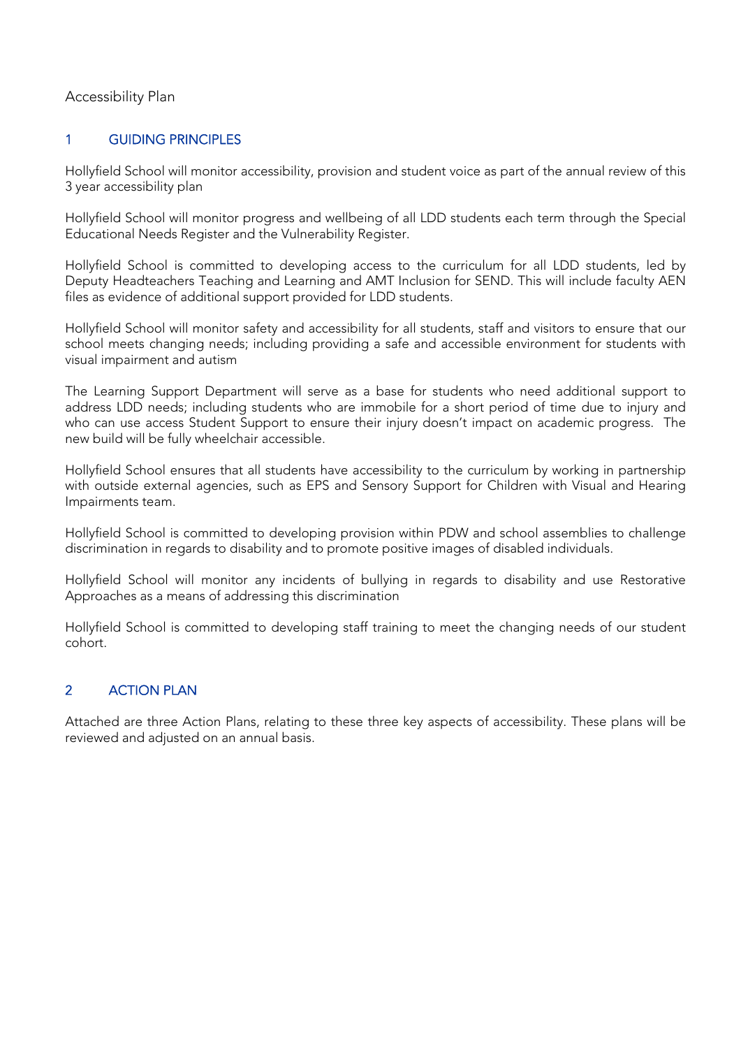Accessibility Plan

## 1 GUIDING PRINCIPLES

Hollyfield School will monitor accessibility, provision and student voice as part of the annual review of this 3 year accessibility plan

Hollyfield School will monitor progress and wellbeing of all LDD students each term through the Special Educational Needs Register and the Vulnerability Register.

Hollyfield School is committed to developing access to the curriculum for all LDD students, led by Deputy Headteachers Teaching and Learning and AMT Inclusion for SEND. This will include faculty AEN files as evidence of additional support provided for LDD students.

Hollyfield School will monitor safety and accessibility for all students, staff and visitors to ensure that our school meets changing needs; including providing a safe and accessible environment for students with visual impairment and autism

The Learning Support Department will serve as a base for students who need additional support to address LDD needs; including students who are immobile for a short period of time due to injury and who can use access Student Support to ensure their injury doesn't impact on academic progress. The new build will be fully wheelchair accessible.

Hollyfield School ensures that all students have accessibility to the curriculum by working in partnership with outside external agencies, such as EPS and Sensory Support for Children with Visual and Hearing Impairments team.

Hollyfield School is committed to developing provision within PDW and school assemblies to challenge discrimination in regards to disability and to promote positive images of disabled individuals.

Hollyfield School will monitor any incidents of bullying in regards to disability and use Restorative Approaches as a means of addressing this discrimination

Hollyfield School is committed to developing staff training to meet the changing needs of our student cohort.

## 2 ACTION PLAN

Attached are three Action Plans, relating to these three key aspects of accessibility. These plans will be reviewed and adjusted on an annual basis.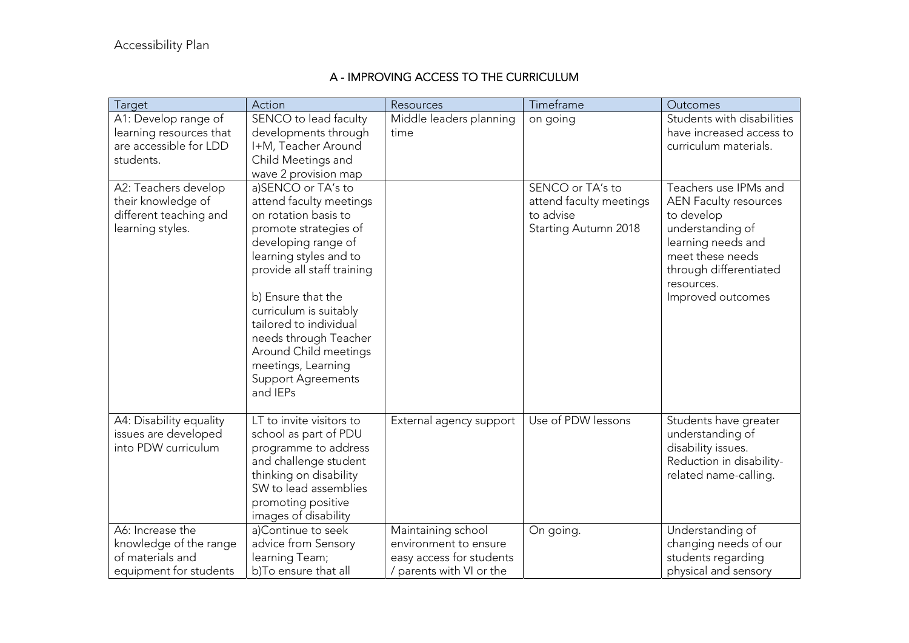Accessibility Plan

## A - IMPROVING ACCESS TO THE CURRICULUM

| Target | Action | Resources | Timeframe | Outcomes |
|---|---|---|---|---|
| A1: Develop range of learning resources that are accessible for LDD students. | SENCO to lead faculty developments through I+M, Teacher Around Child Meetings and wave 2 provision map | Middle leaders planning time | on going | Students with disabilities have increased access to curriculum materials. |
| A2: Teachers develop their knowledge of different teaching and learning styles. | a)SENCO or TA's to attend faculty meetings on rotation basis to promote strategies of developing range of learning styles and to provide all staff training<br><br>b) Ensure that the curriculum is suitably tailored to individual needs through Teacher Around Child meetings meetings, Learning Support Agreements and IEPs | | SENCO or TA's to attend faculty meetings to advise Starting Autumn 2018 | Teachers use IPMs and AEN Faculty resources to develop understanding of learning needs and meet these needs through differentiated resources.<br>Improved outcomes |
| A4: Disability equality issues are developed into PDW curriculum | LT to invite visitors to school as part of PDU programme to address and challenge student thinking on disability SW to lead assemblies promoting positive images of disability | External agency support | Use of PDW lessons | Students have greater understanding of disability issues. Reduction in disability-related name-calling. |
| A6: Increase the knowledge of the range of materials and equipment for students | a)Continue to seek advice from Sensory learning Team;<br>b)To ensure that all | Maintaining school environment to ensure easy access for students / parents with VI or the | On going. | Understanding of changing needs of our students regarding physical and sensory |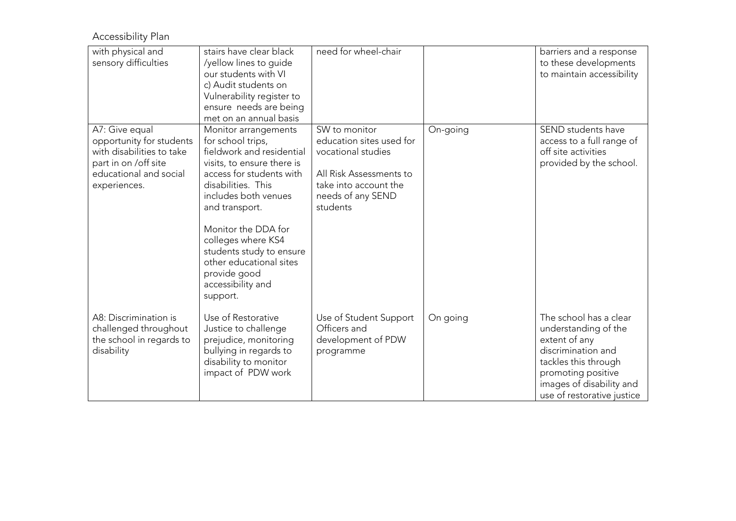| | | | | |
|---|---|---|---|---|
| with physical and sensory difficulties | stairs have clear black /yellow lines to guide our students with VI<br>c) Audit students on Vulnerability register to ensure needs are being met on an annual basis | need for wheel-chair | | barriers and a response to these developments to maintain accessibility |
| A7: Give equal opportunity for students with disabilities to take part in on /off site educational and social experiences. | Monitor arrangements for school trips, fieldwork and residential visits, to ensure there is access for students with disabilities. This includes both venues and transport.<br><br>Monitor the DDA for colleges where KS4 students study to ensure other educational sites provide good accessibility and support. | SW to monitor education sites used for vocational studies<br><br>All Risk Assessments to take into account the needs of any SEND students | On-going | SEND students have access to a full range of off site activities provided by the school. |
| A8: Discrimination is challenged throughout the school in regards to disability | Use of Restorative Justice to challenge prejudice, monitoring bullying in regards to disability to monitor impact of PDW work | Use of Student Support Officers and development of PDW programme | On going | The school has a clear understanding of the extent of any discrimination and tackles this through promoting positive images of disability and use of restorative justice |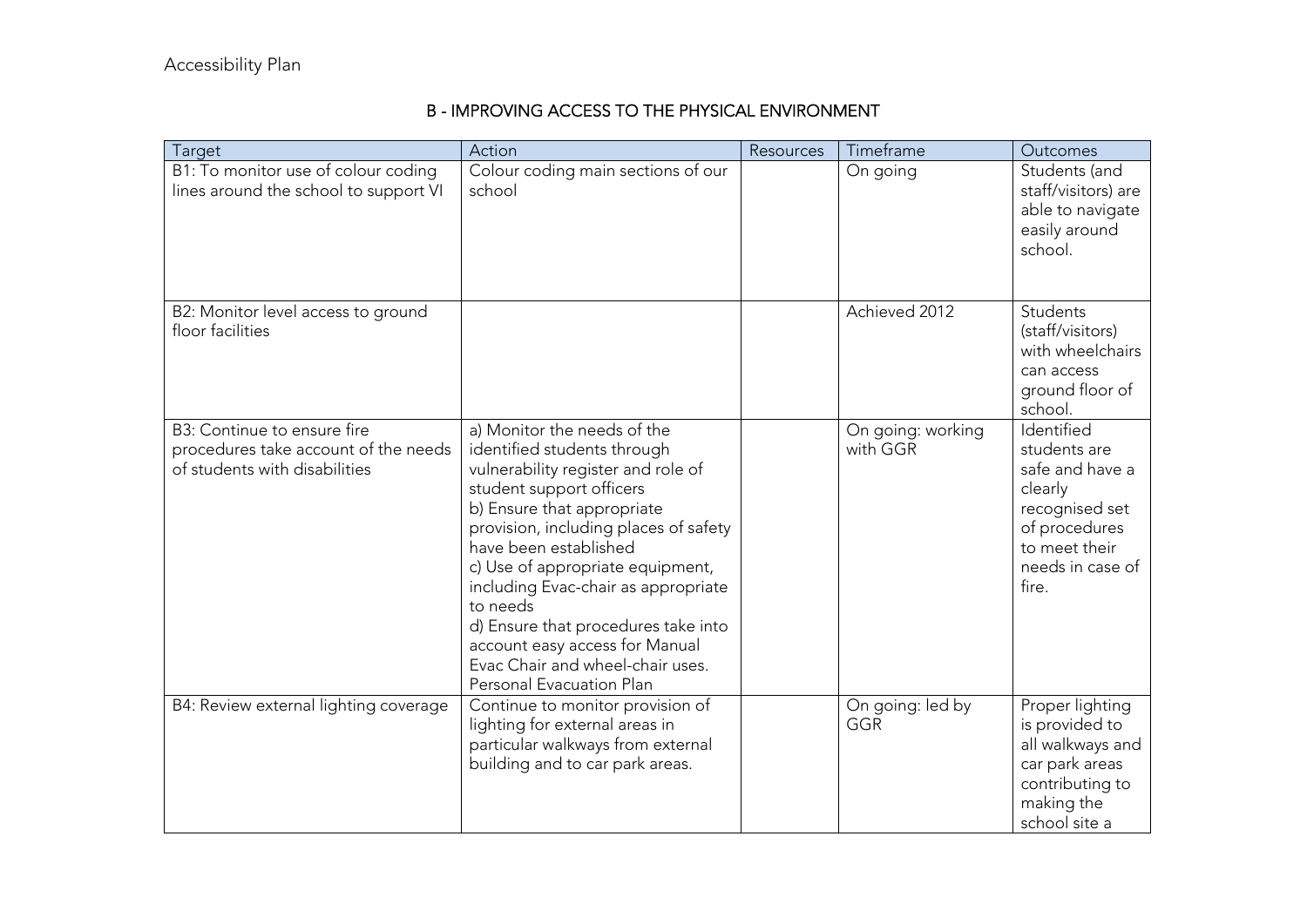Accessibility Plan

## B - IMPROVING ACCESS TO THE PHYSICAL ENVIRONMENT

| Target | Action | Resources | Timeframe | Outcomes |
|---|---|---|---|---|
| B1: To monitor use of colour coding lines around the school to support VI | Colour coding main sections of our school | | On going | Students (and staff/visitors) are able to navigate easily around school. |
| B2: Monitor level access to ground floor facilities | | | Achieved 2012 | Students (staff/visitors) with wheelchairs can access ground floor of school. |
| B3: Continue to ensure fire procedures take account of the needs of students with disabilities | a) Monitor the needs of the identified students through vulnerability register and role of student support officers<br>b) Ensure that appropriate provision, including places of safety have been established<br>c) Use of appropriate equipment, including Evac-chair as appropriate to needs<br>d) Ensure that procedures take into account easy access for Manual Evac Chair and wheel-chair uses. Personal Evacuation Plan | | On going: working with GGR | Identified students are safe and have a clearly recognised set of procedures to meet their needs in case of fire. |
| B4: Review external lighting coverage | Continue to monitor provision of lighting for external areas in particular walkways from external building and to car park areas. | | On going: led by GGR | Proper lighting is provided to all walkways and car park areas contributing to making the school site a |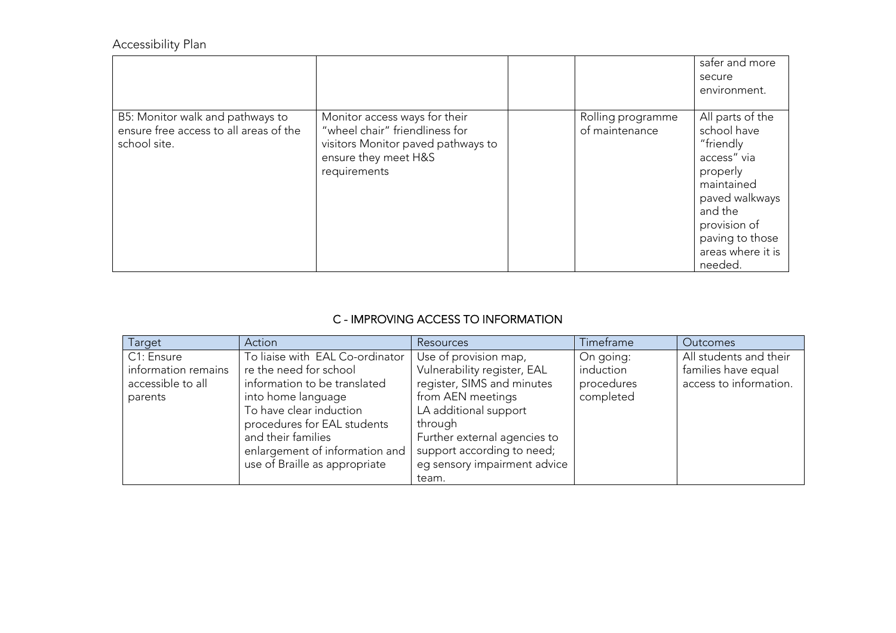Accessibility Plan

| | | | | |
|---|---|---|---|---|
| | | | | safer and more secure environment. |
| B5: Monitor walk and pathways to ensure free access to all areas of the school site. | Monitor access ways for their "wheel chair" friendliness for visitors Monitor paved pathways to ensure they meet H&S requirements | | Rolling programme of maintenance | All parts of the school have "friendly access" via properly maintained paved walkways and the provision of paving to those areas where it is needed. |

## C - IMPROVING ACCESS TO INFORMATION

| Target | Action | Resources | Timeframe | Outcomes |
|---|---|---|---|---|
| C1: Ensure information remains accessible to all parents | To liaise with EAL Co-ordinator re the need for school information to be translated into home language<br>To have clear induction procedures for EAL students and their families<br>enlargement of information and use of Braille as appropriate | Use of provision map, Vulnerability register, EAL register, SIMS and minutes from AEN meetings<br>LA additional support through<br>Further external agencies to support according to need; eg sensory impairment advice team. | On going: induction procedures completed | All students and their families have equal access to information. |